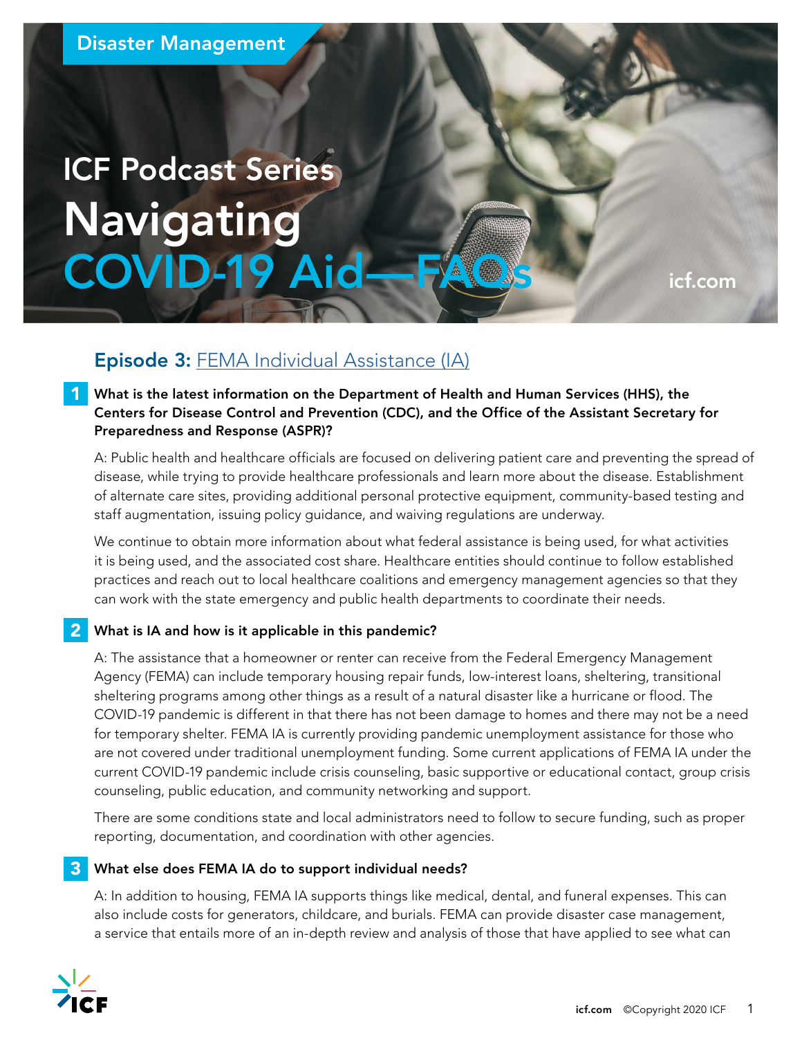Disaster Management

# ICF Podcast Series

# Navigating COVID-19 Aid—FAQs

icf.com

## Episode 3: FEMA Individual Assistance (IA)

**1 What is the latest information on the Department of Health and Human Services (HHS), the Centers for Disease Control and Prevention (CDC), and the Office of the Assistant Secretary for Preparedness and Response (ASPR)?**

A: Public health and healthcare officials are focused on delivering patient care and preventing the spread of disease, while trying to provide healthcare professionals and learn more about the disease. Establishment of alternate care sites, providing additional personal protective equipment, community-based testing and staff augmentation, issuing policy guidance, and waiving regulations are underway.

We continue to obtain more information about what federal assistance is being used, for what activities it is being used, and the associated cost share. Healthcare entities should continue to follow established practices and reach out to local healthcare coalitions and emergency management agencies so that they can work with the state emergency and public health departments to coordinate their needs.

**2 What is IA and how is it applicable in this pandemic?**

A: The assistance that a homeowner or renter can receive from the Federal Emergency Management Agency (FEMA) can include temporary housing repair funds, low-interest loans, sheltering, transitional sheltering programs among other things as a result of a natural disaster like a hurricane or flood. The COVID-19 pandemic is different in that there has not been damage to homes and there may not be a need for temporary shelter. FEMA IA is currently providing pandemic unemployment assistance for those who are not covered under traditional unemployment funding. Some current applications of FEMA IA under the current COVID-19 pandemic include crisis counseling, basic supportive or educational contact, group crisis counseling, public education, and community networking and support.

There are some conditions state and local administrators need to follow to secure funding, such as proper reporting, documentation, and coordination with other agencies.

**3 What else does FEMA IA do to support individual needs?**

A: In addition to housing, FEMA IA supports things like medical, dental, and funeral expenses. This can also include costs for generators, childcare, and burials. FEMA can provide disaster case management, a service that entails more of an in-depth review and analysis of those that have applied to see what can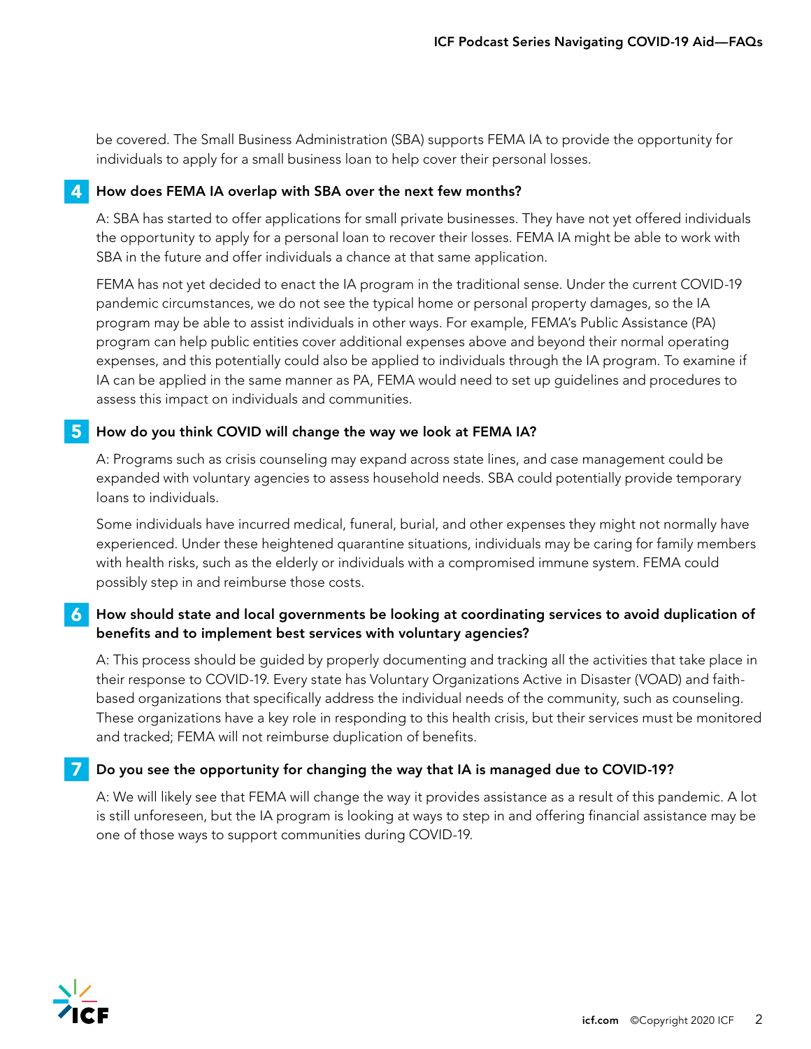be covered. The Small Business Administration (SBA) supports FEMA IA to provide the opportunity for individuals to apply for a small business loan to help cover their personal losses.

### 4 How does FEMA IA overlap with SBA over the next few months?

A: SBA has started to offer applications for small private businesses. They have not yet offered individuals the opportunity to apply for a personal loan to recover their losses. FEMA IA might be able to work with SBA in the future and offer individuals a chance at that same application.

FEMA has not yet decided to enact the IA program in the traditional sense. Under the current COVID-19 pandemic circumstances, we do not see the typical home or personal property damages, so the IA program may be able to assist individuals in other ways. For example, FEMA's Public Assistance (PA) program can help public entities cover additional expenses above and beyond their normal operating expenses, and this potentially could also be applied to individuals through the IA program. To examine if IA can be applied in the same manner as PA, FEMA would need to set up guidelines and procedures to assess this impact on individuals and communities.

### 5 How do you think COVID will change the way we look at FEMA IA?

A: Programs such as crisis counseling may expand across state lines, and case management could be expanded with voluntary agencies to assess household needs. SBA could potentially provide temporary loans to individuals.

Some individuals have incurred medical, funeral, burial, and other expenses they might not normally have experienced. Under these heightened quarantine situations, individuals may be caring for family members with health risks, such as the elderly or individuals with a compromised immune system. FEMA could possibly step in and reimburse those costs.

### 6 How should state and local governments be looking at coordinating services to avoid duplication of benefits and to implement best services with voluntary agencies?

A: This process should be guided by properly documenting and tracking all the activities that take place in their response to COVID-19. Every state has Voluntary Organizations Active in Disaster (VOAD) and faith-based organizations that specifically address the individual needs of the community, such as counseling. These organizations have a key role in responding to this health crisis, but their services must be monitored and tracked; FEMA will not reimburse duplication of benefits.

### 7 Do you see the opportunity for changing the way that IA is managed due to COVID-19?

A: We will likely see that FEMA will change the way it provides assistance as a result of this pandemic. A lot is still unforeseen, but the IA program is looking at ways to step in and offering financial assistance may be one of those ways to support communities during COVID-19.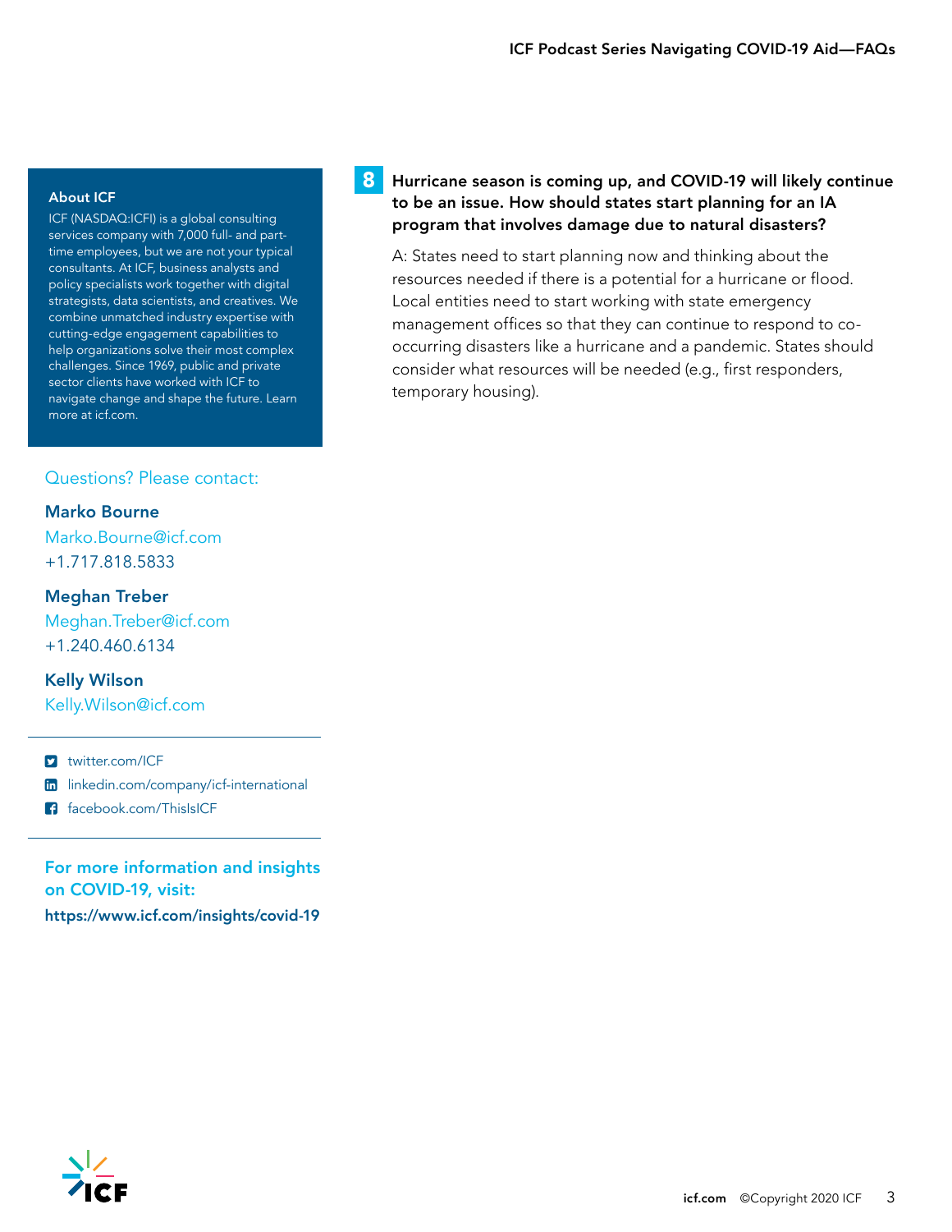## 8 Hurricane season is coming up, and COVID-19 will likely continue to be an issue. How should states start planning for an IA program that involves damage due to natural disasters?

A: States need to start planning now and thinking about the resources needed if there is a potential for a hurricane or flood. Local entities need to start working with state emergency management offices so that they can continue to respond to co-occurring disasters like a hurricane and a pandemic. States should consider what resources will be needed (e.g., first responders, temporary housing).

### About ICF

ICF (NASDAQ:ICFI) is a global consulting services company with 7,000 full- and part-time employees, but we are not your typical consultants. At ICF, business analysts and policy specialists work together with digital strategists, data scientists, and creatives. We combine unmatched industry expertise with cutting-edge engagement capabilities to help organizations solve their most complex challenges. Since 1969, public and private sector clients have worked with ICF to navigate change and shape the future. Learn more at icf.com.

Questions? Please contact:

**Marko Bourne**
Marko.Bourne@icf.com
+1.717.818.5833

**Meghan Treber**
Meghan.Treber@icf.com
+1.240.460.6134

**Kelly Wilson**
Kelly.Wilson@icf.com

twitter.com/ICF
linkedin.com/company/icf-international
facebook.com/ThisIsICF

**For more information and insights on COVID-19, visit:**
**https://www.icf.com/insights/covid-19**

icf.com ©Copyright 2020 ICF